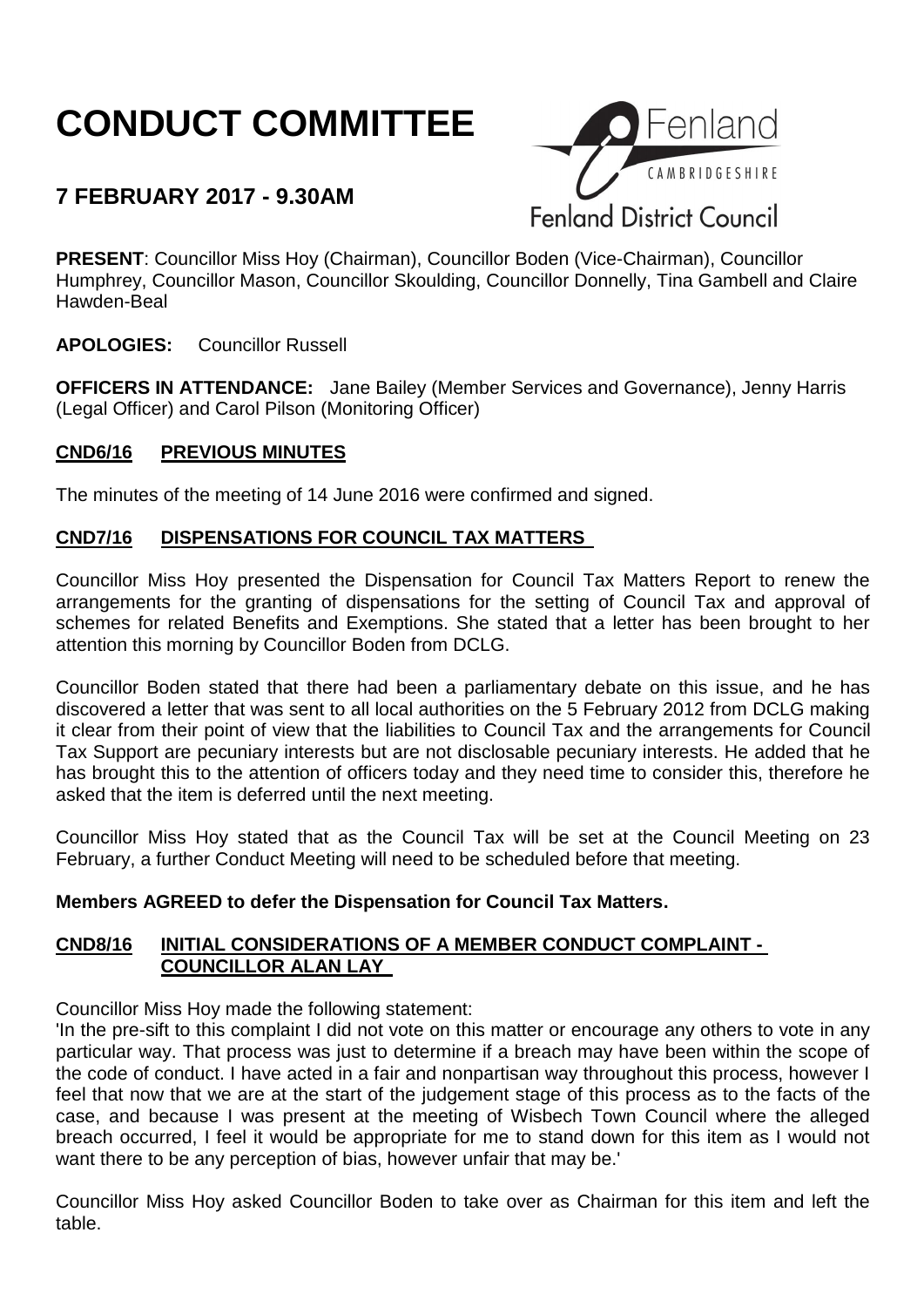# CONDUCT COMMITTEE

## 7 FEBRUARY 2017 - 9.30AM

Fenland CAMBRIDGESHIRE

Fenland District Council

**PRESENT**: Councillor Miss Hoy (Chairman), Councillor Boden (Vice-Chairman), Councillor Humphrey, Councillor Mason, Councillor Skoulding, Councillor Donnelly, Tina Gambell and Claire Hawden-Beal

**APOLOGIES:** Councillor Russell

**OFFICERS IN ATTENDANCE:** Jane Bailey (Member Services and Governance), Jenny Harris (Legal Officer) and Carol Pilson (Monitoring Officer)

### CND6/16 PREVIOUS MINUTES

The minutes of the meeting of 14 June 2016 were confirmed and signed.

### CND7/16 DISPENSATIONS FOR COUNCIL TAX MATTERS

Councillor Miss Hoy presented the Dispensation for Council Tax Matters Report to renew the arrangements for the granting of dispensations for the setting of Council Tax and approval of schemes for related Benefits and Exemptions. She stated that a letter has been brought to her attention this morning by Councillor Boden from DCLG.

Councillor Boden stated that there had been a parliamentary debate on this issue, and he has discovered a letter that was sent to all local authorities on the 5 February 2012 from DCLG making it clear from their point of view that the liabilities to Council Tax and the arrangements for Council Tax Support are pecuniary interests but are not disclosable pecuniary interests. He added that he has brought this to the attention of officers today and they need time to consider this, therefore he asked that the item is deferred until the next meeting.

Councillor Miss Hoy stated that as the Council Tax will be set at the Council Meeting on 23 February, a further Conduct Meeting will need to be scheduled before that meeting.

**Members AGREED to defer the Dispensation for Council Tax Matters.**

### CND8/16 INITIAL CONSIDERATIONS OF A MEMBER CONDUCT COMPLAINT - COUNCILLOR ALAN LAY

Councillor Miss Hoy made the following statement:

'In the pre-sift to this complaint I did not vote on this matter or encourage any others to vote in any particular way. That process was just to determine if a breach may have been within the scope of the code of conduct. I have acted in a fair and nonpartisan way throughout this process, however I feel that now that we are at the start of the judgement stage of this process as to the facts of the case, and because I was present at the meeting of Wisbech Town Council where the alleged breach occurred, I feel it would be appropriate for me to stand down for this item as I would not want there to be any perception of bias, however unfair that may be.'

Councillor Miss Hoy asked Councillor Boden to take over as Chairman for this item and left the table.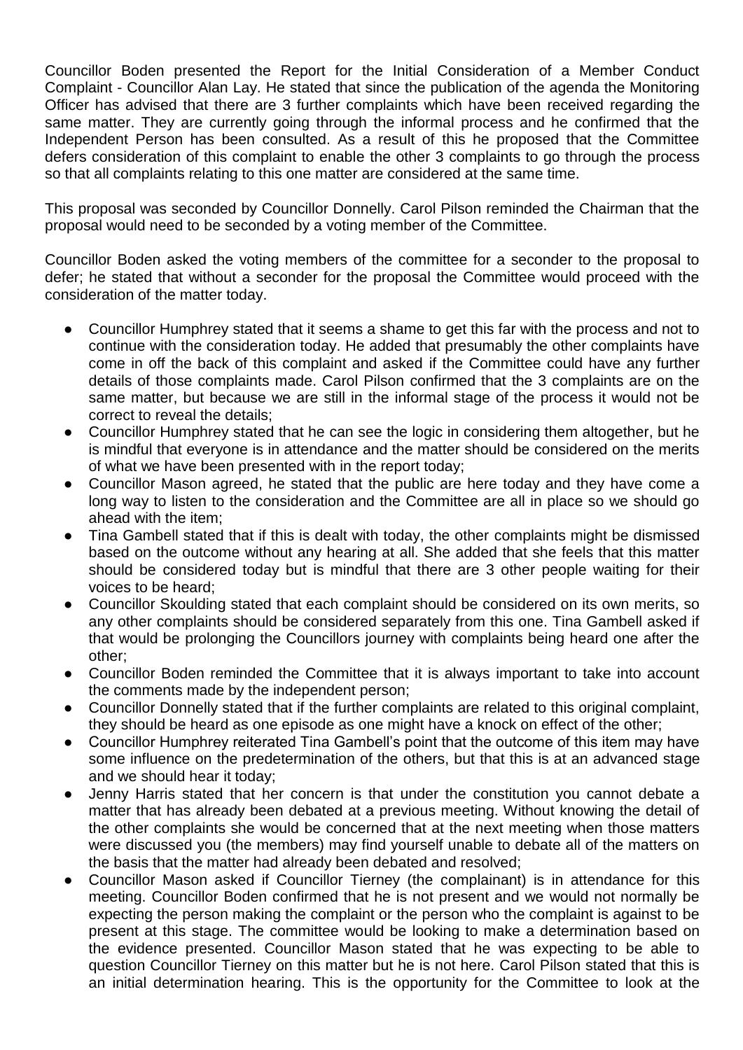Councillor Boden presented the Report for the Initial Consideration of a Member Conduct Complaint - Councillor Alan Lay. He stated that since the publication of the agenda the Monitoring Officer has advised that there are 3 further complaints which have been received regarding the same matter. They are currently going through the informal process and he confirmed that the Independent Person has been consulted. As a result of this he proposed that the Committee defers consideration of this complaint to enable the other 3 complaints to go through the process so that all complaints relating to this one matter are considered at the same time.

This proposal was seconded by Councillor Donnelly. Carol Pilson reminded the Chairman that the proposal would need to be seconded by a voting member of the Committee.

Councillor Boden asked the voting members of the committee for a seconder to the proposal to defer; he stated that without a seconder for the proposal the Committee would proceed with the consideration of the matter today.

- Councillor Humphrey stated that it seems a shame to get this far with the process and not to continue with the consideration today. He added that presumably the other complaints have come in off the back of this complaint and asked if the Committee could have any further details of those complaints made. Carol Pilson confirmed that the 3 complaints are on the same matter, but because we are still in the informal stage of the process it would not be correct to reveal the details;
- Councillor Humphrey stated that he can see the logic in considering them altogether, but he is mindful that everyone is in attendance and the matter should be considered on the merits of what we have been presented with in the report today;
- Councillor Mason agreed, he stated that the public are here today and they have come a long way to listen to the consideration and the Committee are all in place so we should go ahead with the item;
- Tina Gambell stated that if this is dealt with today, the other complaints might be dismissed based on the outcome without any hearing at all. She added that she feels that this matter should be considered today but is mindful that there are 3 other people waiting for their voices to be heard;
- Councillor Skoulding stated that each complaint should be considered on its own merits, so any other complaints should be considered separately from this one. Tina Gambell asked if that would be prolonging the Councillors journey with complaints being heard one after the other;
- Councillor Boden reminded the Committee that it is always important to take into account the comments made by the independent person;
- Councillor Donnelly stated that if the further complaints are related to this original complaint, they should be heard as one episode as one might have a knock on effect of the other;
- Councillor Humphrey reiterated Tina Gambell's point that the outcome of this item may have some influence on the predetermination of the others, but that this is at an advanced stage and we should hear it today;
- Jenny Harris stated that her concern is that under the constitution you cannot debate a matter that has already been debated at a previous meeting. Without knowing the detail of the other complaints she would be concerned that at the next meeting when those matters were discussed you (the members) may find yourself unable to debate all of the matters on the basis that the matter had already been debated and resolved;
- Councillor Mason asked if Councillor Tierney (the complainant) is in attendance for this meeting. Councillor Boden confirmed that he is not present and we would not normally be expecting the person making the complaint or the person who the complaint is against to be present at this stage. The committee would be looking to make a determination based on the evidence presented. Councillor Mason stated that he was expecting to be able to question Councillor Tierney on this matter but he is not here. Carol Pilson stated that this is an initial determination hearing. This is the opportunity for the Committee to look at the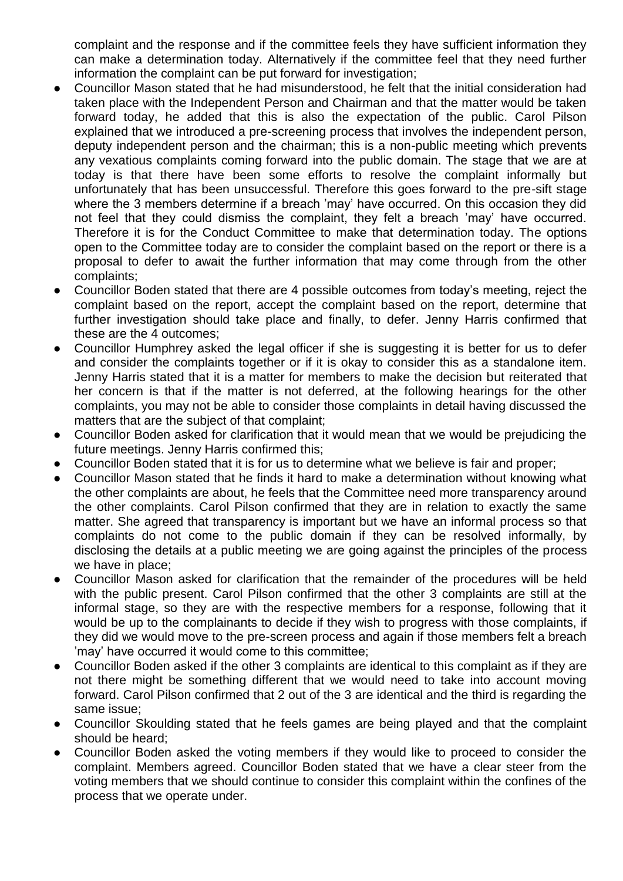complaint and the response and if the committee feels they have sufficient information they can make a determination today. Alternatively if the committee feel that they need further information the complaint can be put forward for investigation;

- Councillor Mason stated that he had misunderstood, he felt that the initial consideration had taken place with the Independent Person and Chairman and that the matter would be taken forward today, he added that this is also the expectation of the public. Carol Pilson explained that we introduced a pre-screening process that involves the independent person, deputy independent person and the chairman; this is a non-public meeting which prevents any vexatious complaints coming forward into the public domain. The stage that we are at today is that there have been some efforts to resolve the complaint informally but unfortunately that has been unsuccessful. Therefore this goes forward to the pre-sift stage where the 3 members determine if a breach 'may' have occurred. On this occasion they did not feel that they could dismiss the complaint, they felt a breach 'may' have occurred. Therefore it is for the Conduct Committee to make that determination today. The options open to the Committee today are to consider the complaint based on the report or there is a proposal to defer to await the further information that may come through from the other complaints;
- Councillor Boden stated that there are 4 possible outcomes from today's meeting, reject the complaint based on the report, accept the complaint based on the report, determine that further investigation should take place and finally, to defer. Jenny Harris confirmed that these are the 4 outcomes;
- Councillor Humphrey asked the legal officer if she is suggesting it is better for us to defer and consider the complaints together or if it is okay to consider this as a standalone item. Jenny Harris stated that it is a matter for members to make the decision but reiterated that her concern is that if the matter is not deferred, at the following hearings for the other complaints, you may not be able to consider those complaints in detail having discussed the matters that are the subject of that complaint;
- Councillor Boden asked for clarification that it would mean that we would be prejudicing the future meetings. Jenny Harris confirmed this;
- Councillor Boden stated that it is for us to determine what we believe is fair and proper;
- Councillor Mason stated that he finds it hard to make a determination without knowing what the other complaints are about, he feels that the Committee need more transparency around the other complaints. Carol Pilson confirmed that they are in relation to exactly the same matter. She agreed that transparency is important but we have an informal process so that complaints do not come to the public domain if they can be resolved informally, by disclosing the details at a public meeting we are going against the principles of the process we have in place;
- Councillor Mason asked for clarification that the remainder of the procedures will be held with the public present. Carol Pilson confirmed that the other 3 complaints are still at the informal stage, so they are with the respective members for a response, following that it would be up to the complainants to decide if they wish to progress with those complaints, if they did we would move to the pre-screen process and again if those members felt a breach 'may' have occurred it would come to this committee;
- Councillor Boden asked if the other 3 complaints are identical to this complaint as if they are not there might be something different that we would need to take into account moving forward. Carol Pilson confirmed that 2 out of the 3 are identical and the third is regarding the same issue;
- Councillor Skoulding stated that he feels games are being played and that the complaint should be heard;
- Councillor Boden asked the voting members if they would like to proceed to consider the complaint. Members agreed. Councillor Boden stated that we have a clear steer from the voting members that we should continue to consider this complaint within the confines of the process that we operate under.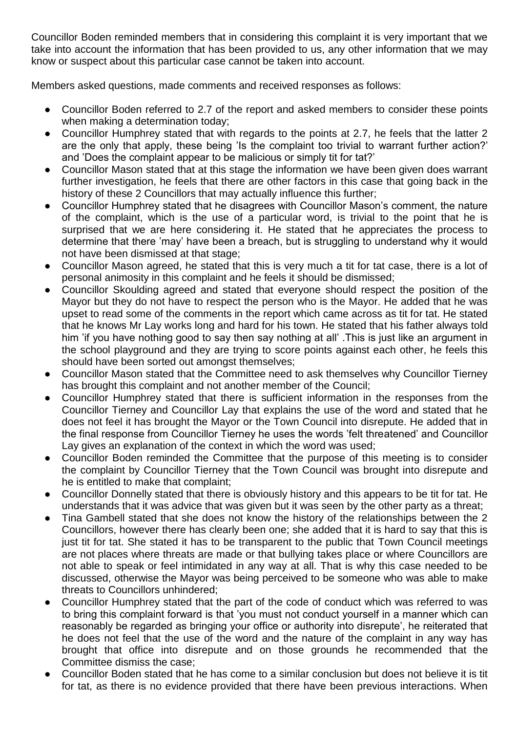Councillor Boden reminded members that in considering this complaint it is very important that we take into account the information that has been provided to us, any other information that we may know or suspect about this particular case cannot be taken into account.

Members asked questions, made comments and received responses as follows:

- Councillor Boden referred to 2.7 of the report and asked members to consider these points when making a determination today;
- Councillor Humphrey stated that with regards to the points at 2.7, he feels that the latter 2 are the only that apply, these being 'Is the complaint too trivial to warrant further action?' and 'Does the complaint appear to be malicious or simply tit for tat?'
- Councillor Mason stated that at this stage the information we have been given does warrant further investigation, he feels that there are other factors in this case that going back in the history of these 2 Councillors that may actually influence this further;
- Councillor Humphrey stated that he disagrees with Councillor Mason's comment, the nature of the complaint, which is the use of a particular word, is trivial to the point that he is surprised that we are here considering it. He stated that he appreciates the process to determine that there 'may' have been a breach, but is struggling to understand why it would not have been dismissed at that stage;
- Councillor Mason agreed, he stated that this is very much a tit for tat case, there is a lot of personal animosity in this complaint and he feels it should be dismissed;
- Councillor Skoulding agreed and stated that everyone should respect the position of the Mayor but they do not have to respect the person who is the Mayor. He added that he was upset to read some of the comments in the report which came across as tit for tat. He stated that he knows Mr Lay works long and hard for his town. He stated that his father always told him 'if you have nothing good to say then say nothing at all' .This is just like an argument in the school playground and they are trying to score points against each other, he feels this should have been sorted out amongst themselves;
- Councillor Mason stated that the Committee need to ask themselves why Councillor Tierney has brought this complaint and not another member of the Council;
- Councillor Humphrey stated that there is sufficient information in the responses from the Councillor Tierney and Councillor Lay that explains the use of the word and stated that he does not feel it has brought the Mayor or the Town Council into disrepute. He added that in the final response from Councillor Tierney he uses the words 'felt threatened' and Councillor Lay gives an explanation of the context in which the word was used;
- Councillor Boden reminded the Committee that the purpose of this meeting is to consider the complaint by Councillor Tierney that the Town Council was brought into disrepute and he is entitled to make that complaint;
- Councillor Donnelly stated that there is obviously history and this appears to be tit for tat. He understands that it was advice that was given but it was seen by the other party as a threat;
- Tina Gambell stated that she does not know the history of the relationships between the 2 Councillors, however there has clearly been one; she added that it is hard to say that this is just tit for tat. She stated it has to be transparent to the public that Town Council meetings are not places where threats are made or that bullying takes place or where Councillors are not able to speak or feel intimidated in any way at all. That is why this case needed to be discussed, otherwise the Mayor was being perceived to be someone who was able to make threats to Councillors unhindered;
- Councillor Humphrey stated that the part of the code of conduct which was referred to was to bring this complaint forward is that 'you must not conduct yourself in a manner which can reasonably be regarded as bringing your office or authority into disrepute', he reiterated that he does not feel that the use of the word and the nature of the complaint in any way has brought that office into disrepute and on those grounds he recommended that the Committee dismiss the case;
- Councillor Boden stated that he has come to a similar conclusion but does not believe it is tit for tat, as there is no evidence provided that there have been previous interactions. When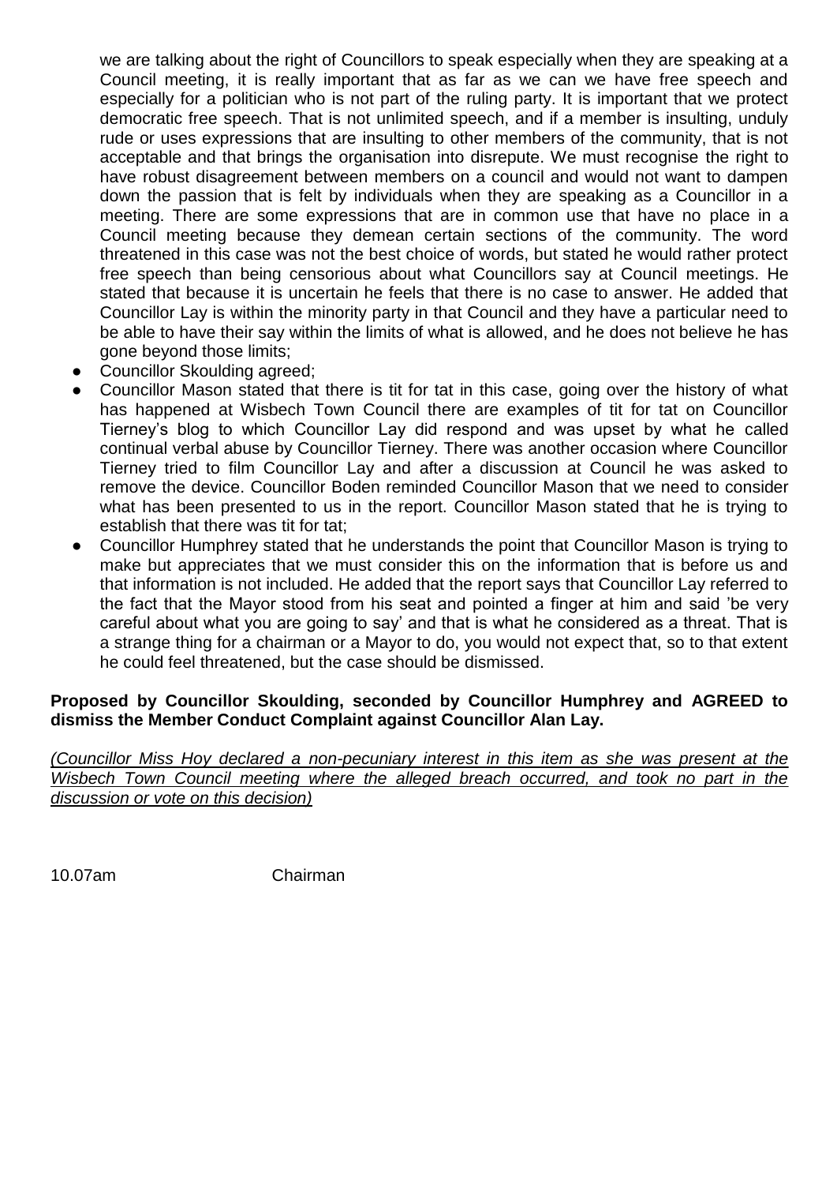we are talking about the right of Councillors to speak especially when they are speaking at a Council meeting, it is really important that as far as we can we have free speech and especially for a politician who is not part of the ruling party. It is important that we protect democratic free speech. That is not unlimited speech, and if a member is insulting, unduly rude or uses expressions that are insulting to other members of the community, that is not acceptable and that brings the organisation into disrepute. We must recognise the right to have robust disagreement between members on a council and would not want to dampen down the passion that is felt by individuals when they are speaking as a Councillor in a meeting. There are some expressions that are in common use that have no place in a Council meeting because they demean certain sections of the community. The word threatened in this case was not the best choice of words, but stated he would rather protect free speech than being censorious about what Councillors say at Council meetings. He stated that because it is uncertain he feels that there is no case to answer. He added that Councillor Lay is within the minority party in that Council and they have a particular need to be able to have their say within the limits of what is allowed, and he does not believe he has gone beyond those limits;

- Councillor Skoulding agreed;
- Councillor Mason stated that there is tit for tat in this case, going over the history of what has happened at Wisbech Town Council there are examples of tit for tat on Councillor Tierney's blog to which Councillor Lay did respond and was upset by what he called continual verbal abuse by Councillor Tierney. There was another occasion where Councillor Tierney tried to film Councillor Lay and after a discussion at Council he was asked to remove the device. Councillor Boden reminded Councillor Mason that we need to consider what has been presented to us in the report. Councillor Mason stated that he is trying to establish that there was tit for tat;
- Councillor Humphrey stated that he understands the point that Councillor Mason is trying to make but appreciates that we must consider this on the information that is before us and that information is not included. He added that the report says that Councillor Lay referred to the fact that the Mayor stood from his seat and pointed a finger at him and said 'be very careful about what you are going to say' and that is what he considered as a threat. That is a strange thing for a chairman or a Mayor to do, you would not expect that, so to that extent he could feel threatened, but the case should be dismissed.

**Proposed by Councillor Skoulding, seconded by Councillor Humphrey and AGREED to dismiss the Member Conduct Complaint against Councillor Alan Lay.**

*(Councillor Miss Hoy declared a non-pecuniary interest in this item as she was present at the Wisbech Town Council meeting where the alleged breach occurred, and took no part in the discussion or vote on this decision)*

10.07am Chairman